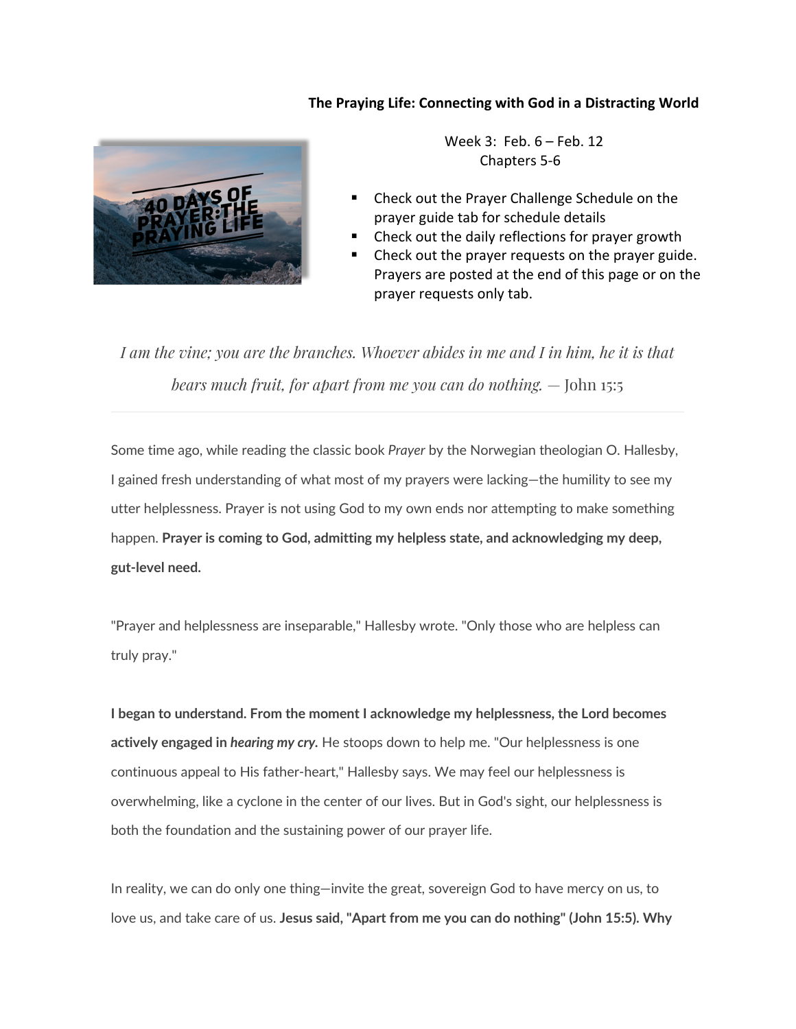# The Praying Life: Connecting with God in a Distracting World

Week 3: Feb. 6 – Feb. 12
Chapters 5-6

- Check out the Prayer Challenge Schedule on the prayer guide tab for schedule details
- Check out the daily reflections for prayer growth
- Check out the prayer requests on the prayer guide. Prayers are posted at the end of this page or on the prayer requests only tab.

*I am the vine; you are the branches. Whoever abides in me and I in him, he it is that bears much fruit, for apart from me you can do nothing.* — John 15:5

---

Some time ago, while reading the classic book *Prayer* by the Norwegian theologian O. Hallesby, I gained fresh understanding of what most of my prayers were lacking—the humility to see my utter helplessness. Prayer is not using God to my own ends nor attempting to make something happen. **Prayer is coming to God, admitting my helpless state, and acknowledging my deep, gut-level need.**

"Prayer and helplessness are inseparable," Hallesby wrote. "Only those who are helpless can truly pray."

**I began to understand. From the moment I acknowledge my helplessness, the Lord becomes actively engaged in *hearing my cry.*** He stoops down to help me. "Our helplessness is one continuous appeal to His father-heart," Hallesby says. We may feel our helplessness is overwhelming, like a cyclone in the center of our lives. But in God's sight, our helplessness is both the foundation and the sustaining power of our prayer life.

In reality, we can do only one thing—invite the great, sovereign God to have mercy on us, to love us, and take care of us. **Jesus said, "Apart from me you can do nothing" (John 15:5). Why**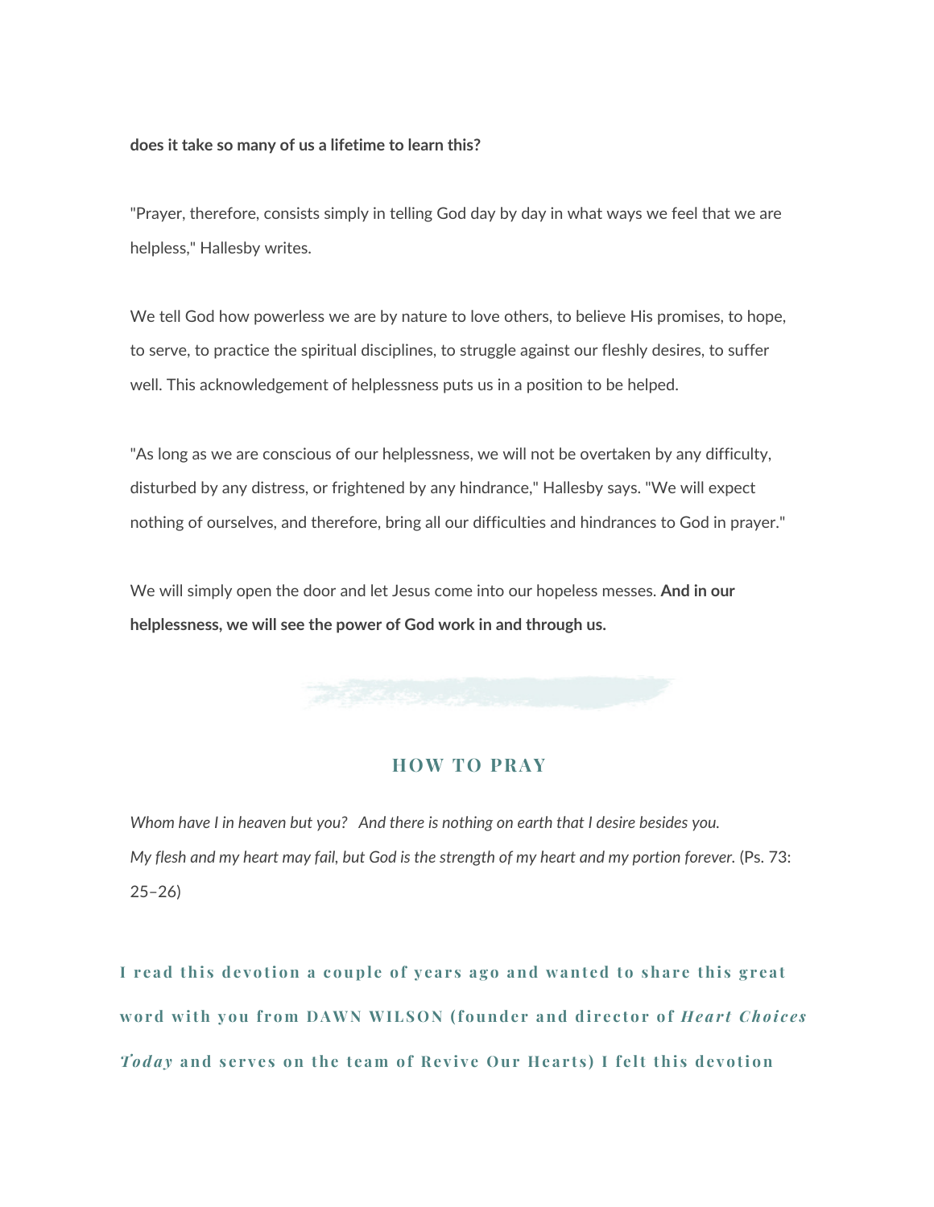**does it take so many of us a lifetime to learn this?**

"Prayer, therefore, consists simply in telling God day by day in what ways we feel that we are helpless," Hallesby writes.

We tell God how powerless we are by nature to love others, to believe His promises, to hope, to serve, to practice the spiritual disciplines, to struggle against our fleshly desires, to suffer well. This acknowledgement of helplessness puts us in a position to be helped.

"As long as we are conscious of our helplessness, we will not be overtaken by any difficulty, disturbed by any distress, or frightened by any hindrance," Hallesby says. "We will expect nothing of ourselves, and therefore, bring all our difficulties and hindrances to God in prayer."

We will simply open the door and let Jesus come into our hopeless messes. **And in our helplessness, we will see the power of God work in and through us.**

## HOW TO PRAY

*Whom have I in heaven but you? And there is nothing on earth that I desire besides you. My flesh and my heart may fail, but God is the strength of my heart and my portion forever.* (Ps. 73: 25–26)

**I read this devotion a couple of years ago and wanted to share this great word with you from DAWN WILSON (founder and director of *Heart Choices Today* and serves on the team of Revive Our Hearts) I felt this devotion**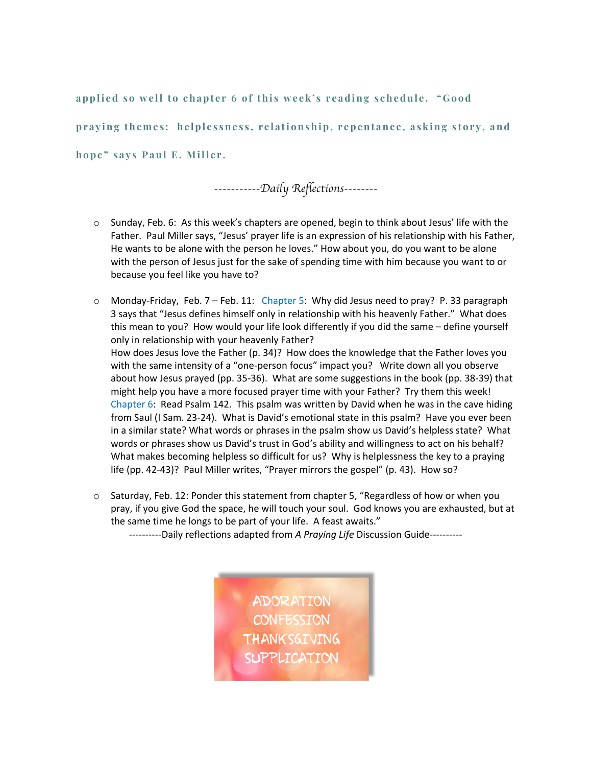**applied so well to chapter 6 of this week's reading schedule. "Good praying themes: helplessness, relationship, repentance, asking story, and hope" says Paul E. Miller.**

*-----------Daily Reflections--------*

- Sunday, Feb. 6: As this week's chapters are opened, begin to think about Jesus' life with the Father. Paul Miller says, "Jesus' prayer life is an expression of his relationship with his Father, He wants to be alone with the person he loves." How about you, do you want to be alone with the person of Jesus just for the sake of spending time with him because you want to or because you feel like you have to?

- Monday-Friday, Feb. 7 – Feb. 11: Chapter 5: Why did Jesus need to pray? P. 33 paragraph 3 says that "Jesus defines himself only in relationship with his heavenly Father." What does this mean to you? How would your life look differently if you did the same – define yourself only in relationship with your heavenly Father?
  How does Jesus love the Father (p. 34)? How does the knowledge that the Father loves you with the same intensity of a "one-person focus" impact you? Write down all you observe about how Jesus prayed (pp. 35-36). What are some suggestions in the book (pp. 38-39) that might help you have a more focused prayer time with your Father? Try them this week!
  Chapter 6: Read Psalm 142. This psalm was written by David when he was in the cave hiding from Saul (I Sam. 23-24). What is David's emotional state in this psalm? Have you ever been in a similar state? What words or phrases in the psalm show us David's helpless state? What words or phrases show us David's trust in God's ability and willingness to act on his behalf? What makes becoming helpless so difficult for us? Why is helplessness the key to a praying life (pp. 42-43)? Paul Miller writes, "Prayer mirrors the gospel" (p. 43). How so?

- Saturday, Feb. 12: Ponder this statement from chapter 5, "Regardless of how or when you pray, if you give God the space, he will touch your soul. God knows you are exhausted, but at the same time he longs to be part of your life. A feast awaits."
  ----------Daily reflections adapted from *A Praying Life* Discussion Guide----------

ADORATION
CONFESSION
THANKSGIVING
SUPPLICATION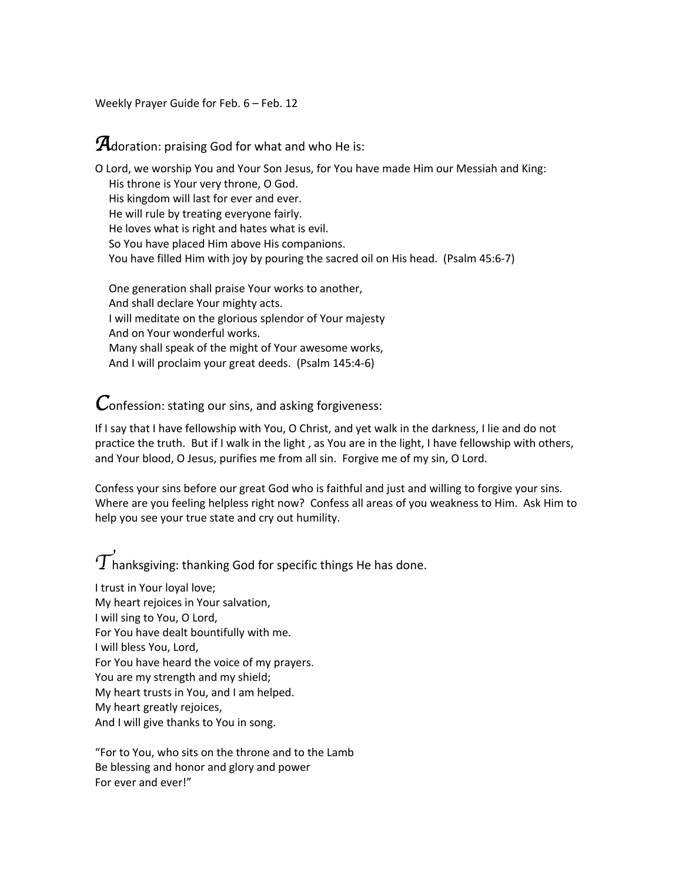Weekly Prayer Guide for Feb. 6 – Feb. 12

## Adoration: praising God for what and who He is:

O Lord, we worship You and Your Son Jesus, for You have made Him our Messiah and King:
His throne is Your very throne, O God.
His kingdom will last for ever and ever.
He will rule by treating everyone fairly.
He loves what is right and hates what is evil.
So You have placed Him above His companions.
You have filled Him with joy by pouring the sacred oil on His head. (Psalm 45:6-7)

One generation shall praise Your works to another,
And shall declare Your mighty acts.
I will meditate on the glorious splendor of Your majesty
And on Your wonderful works.
Many shall speak of the might of Your awesome works,
And I will proclaim your great deeds. (Psalm 145:4-6)

## Confession: stating our sins, and asking forgiveness:

If I say that I have fellowship with You, O Christ, and yet walk in the darkness, I lie and do not practice the truth. But if I walk in the light , as You are in the light, I have fellowship with others, and Your blood, O Jesus, purifies me from all sin. Forgive me of my sin, O Lord.

Confess your sins before our great God who is faithful and just and willing to forgive your sins. Where are you feeling helpless right now? Confess all areas of you weakness to Him. Ask Him to help you see your true state and cry out humility.

## Thanksgiving: thanking God for specific things He has done.

I trust in Your loyal love;
My heart rejoices in Your salvation,
I will sing to You, O Lord,
For You have dealt bountifully with me.
I will bless You, Lord,
For You have heard the voice of my prayers.
You are my strength and my shield;
My heart trusts in You, and I am helped.
My heart greatly rejoices,
And I will give thanks to You in song.

"For to You, who sits on the throne and to the Lamb
Be blessing and honor and glory and power
For ever and ever!"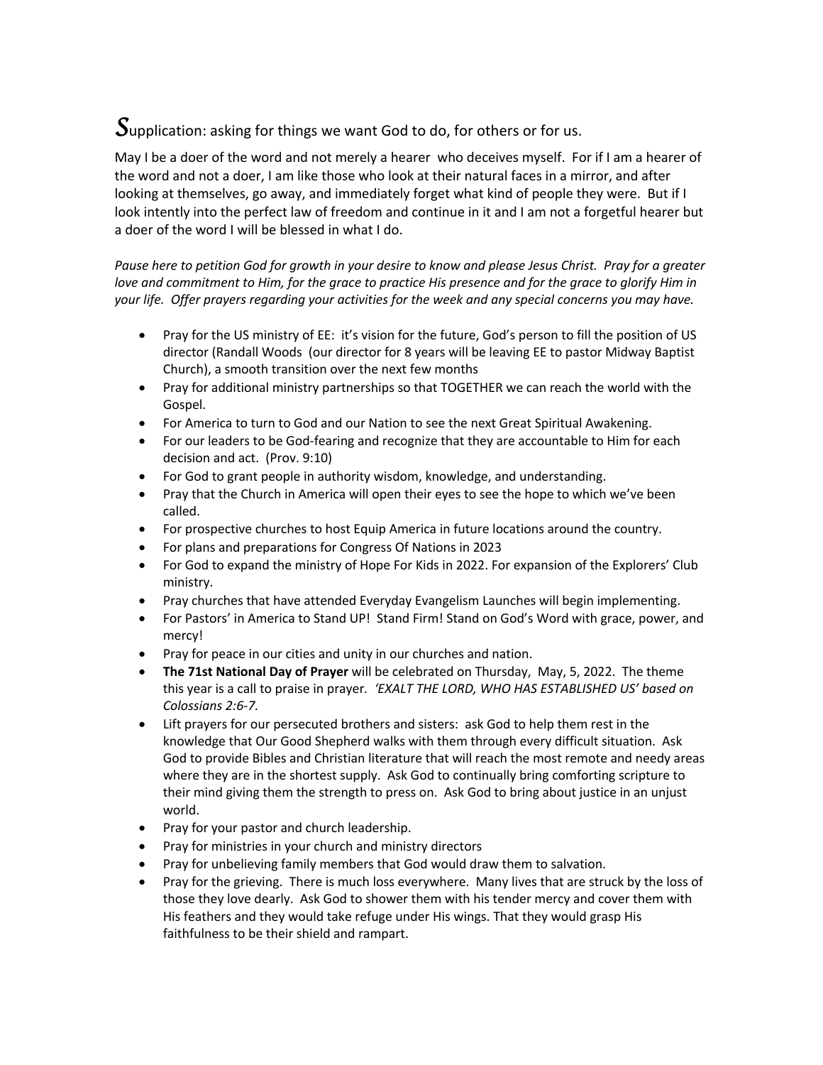***S***upplication: asking for things we want God to do, for others or for us.

May I be a doer of the word and not merely a hearer who deceives myself. For if I am a hearer of the word and not a doer, I am like those who look at their natural faces in a mirror, and after looking at themselves, go away, and immediately forget what kind of people they were. But if I look intently into the perfect law of freedom and continue in it and I am not a forgetful hearer but a doer of the word I will be blessed in what I do.

*Pause here to petition God for growth in your desire to know and please Jesus Christ. Pray for a greater love and commitment to Him, for the grace to practice His presence and for the grace to glorify Him in your life. Offer prayers regarding your activities for the week and any special concerns you may have.*

- Pray for the US ministry of EE: it's vision for the future, God's person to fill the position of US director (Randall Woods (our director for 8 years will be leaving EE to pastor Midway Baptist Church), a smooth transition over the next few months
- Pray for additional ministry partnerships so that TOGETHER we can reach the world with the Gospel.
- For America to turn to God and our Nation to see the next Great Spiritual Awakening.
- For our leaders to be God-fearing and recognize that they are accountable to Him for each decision and act. (Prov. 9:10)
- For God to grant people in authority wisdom, knowledge, and understanding.
- Pray that the Church in America will open their eyes to see the hope to which we've been called.
- For prospective churches to host Equip America in future locations around the country.
- For plans and preparations for Congress Of Nations in 2023
- For God to expand the ministry of Hope For Kids in 2022. For expansion of the Explorers' Club ministry.
- Pray churches that have attended Everyday Evangelism Launches will begin implementing.
- For Pastors' in America to Stand UP! Stand Firm! Stand on God's Word with grace, power, and mercy!
- Pray for peace in our cities and unity in our churches and nation.
- **The 71st National Day of Prayer** will be celebrated on Thursday, May, 5, 2022. The theme this year is a call to praise in prayer. *'EXALT THE LORD, WHO HAS ESTABLISHED US' based on Colossians 2:6-7.*
- Lift prayers for our persecuted brothers and sisters: ask God to help them rest in the knowledge that Our Good Shepherd walks with them through every difficult situation. Ask God to provide Bibles and Christian literature that will reach the most remote and needy areas where they are in the shortest supply. Ask God to continually bring comforting scripture to their mind giving them the strength to press on. Ask God to bring about justice in an unjust world.
- Pray for your pastor and church leadership.
- Pray for ministries in your church and ministry directors
- Pray for unbelieving family members that God would draw them to salvation.
- Pray for the grieving. There is much loss everywhere. Many lives that are struck by the loss of those they love dearly. Ask God to shower them with his tender mercy and cover them with His feathers and they would take refuge under His wings. That they would grasp His faithfulness to be their shield and rampart.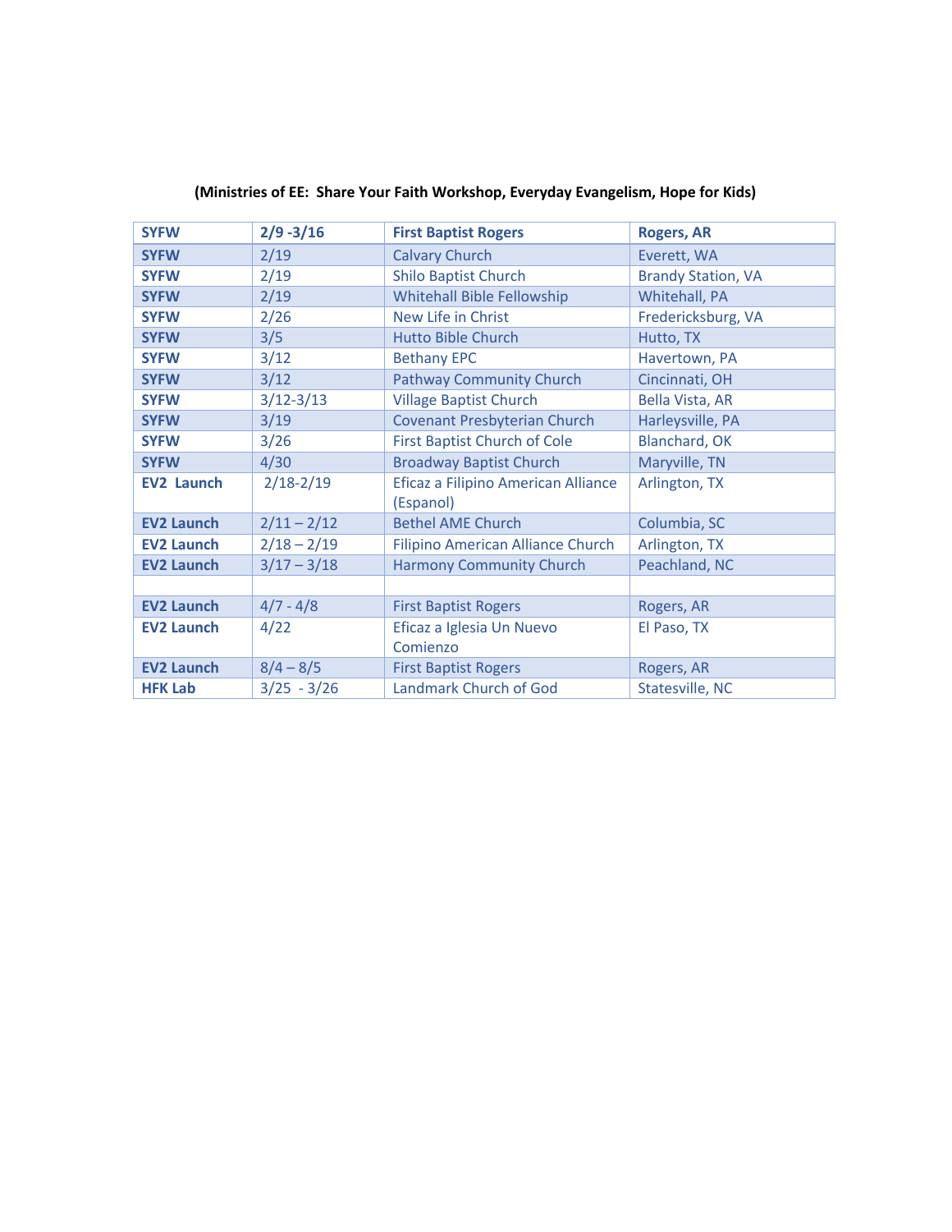**(Ministries of EE: Share Your Faith Workshop, Everyday Evangelism, Hope for Kids)**

| | | | |
|---|---|---|---|
| **SYFW** | **2/9 -3/16** | **First Baptist Rogers** | **Rogers, AR** |
| **SYFW** | 2/19 | Calvary Church | Everett, WA |
| **SYFW** | 2/19 | Shilo Baptist Church | Brandy Station, VA |
| **SYFW** | 2/19 | Whitehall Bible Fellowship | Whitehall, PA |
| **SYFW** | 2/26 | New Life in Christ | Fredericksburg, VA |
| **SYFW** | 3/5 | Hutto Bible Church | Hutto, TX |
| **SYFW** | 3/12 | Bethany EPC | Havertown, PA |
| **SYFW** | 3/12 | Pathway Community Church | Cincinnati, OH |
| **SYFW** | 3/12-3/13 | Village Baptist Church | Bella Vista, AR |
| **SYFW** | 3/19 | Covenant Presbyterian Church | Harleysville, PA |
| **SYFW** | 3/26 | First Baptist Church of Cole | Blanchard, OK |
| **SYFW** | 4/30 | Broadway Baptist Church | Maryville, TN |
| **EV2 Launch** | 2/18-2/19 | Eficaz a Filipino American Alliance (Espanol) | Arlington, TX |
| **EV2 Launch** | 2/11 – 2/12 | Bethel AME Church | Columbia, SC |
| **EV2 Launch** | 2/18 – 2/19 | Filipino American Alliance Church | Arlington, TX |
| **EV2 Launch** | 3/17 – 3/18 | Harmony Community Church | Peachland, NC |
| | | | |
| **EV2 Launch** | 4/7 - 4/8 | First Baptist Rogers | Rogers, AR |
| **EV2 Launch** | 4/22 | Eficaz a Iglesia Un Nuevo Comienzo | El Paso, TX |
| **EV2 Launch** | 8/4 – 8/5 | First Baptist Rogers | Rogers, AR |
| **HFK Lab** | 3/25 - 3/26 | Landmark Church of God | Statesville, NC |